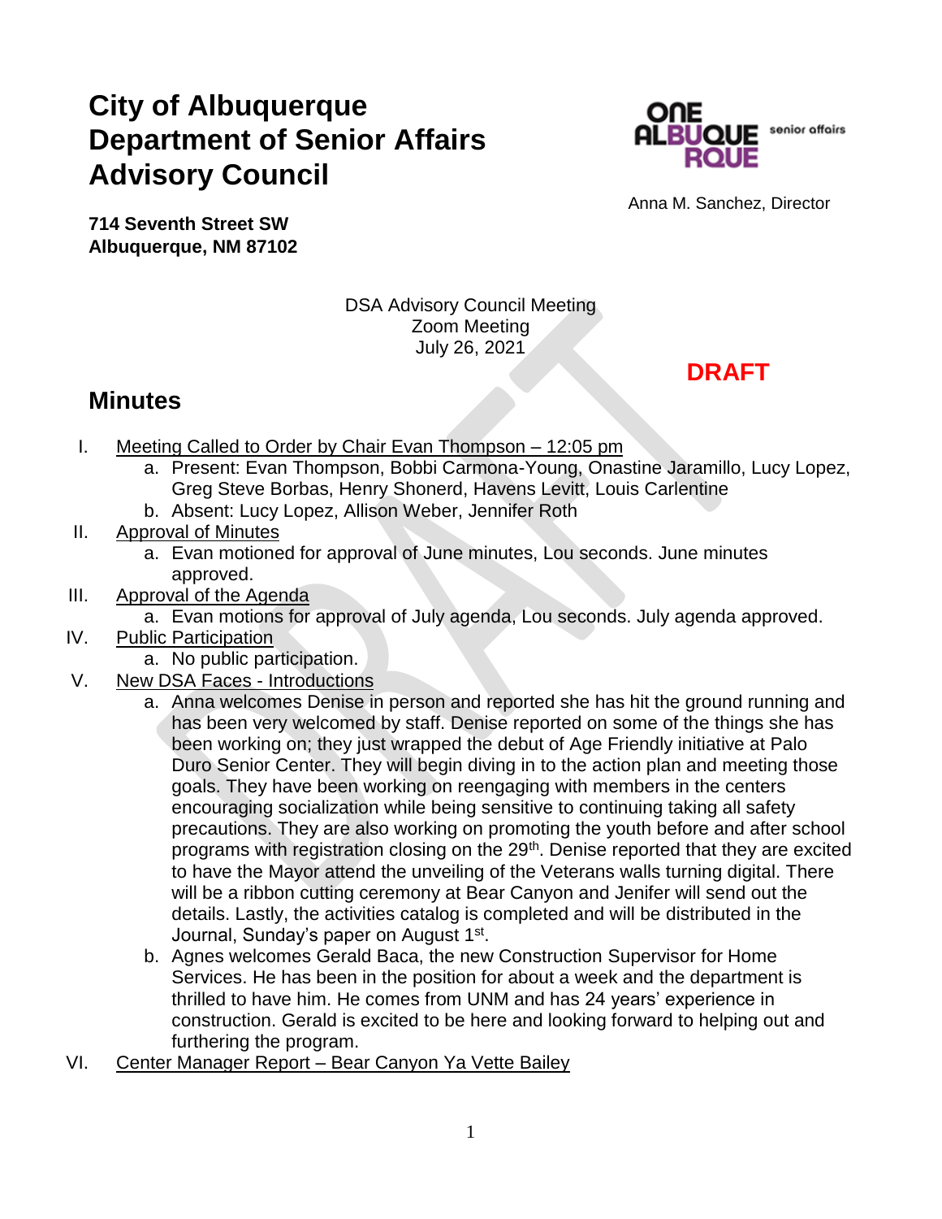# City of Albuquerque
# Department of Senior Affairs
# Advisory Council

**714 Seventh Street SW**
**Albuquerque, NM 87102**

ONE ALBUQUERQUE senior affairs

Anna M. Sanchez, Director

DSA Advisory Council Meeting
Zoom Meeting
July 26, 2021

**DRAFT**

## Minutes

I. Meeting Called to Order by Chair Evan Thompson – 12:05 pm
   a. Present: Evan Thompson, Bobbi Carmona-Young, Onastine Jaramillo, Lucy Lopez, Greg Steve Borbas, Henry Shonerd, Havens Levitt, Louis Carlentine
   b. Absent: Lucy Lopez, Allison Weber, Jennifer Roth

II. Approval of Minutes
   a. Evan motioned for approval of June minutes, Lou seconds. June minutes approved.

III. Approval of the Agenda
   a. Evan motions for approval of July agenda, Lou seconds. July agenda approved.

IV. Public Participation
   a. No public participation.

V. New DSA Faces - Introductions
   a. Anna welcomes Denise in person and reported she has hit the ground running and has been very welcomed by staff. Denise reported on some of the things she has been working on; they just wrapped the debut of Age Friendly initiative at Palo Duro Senior Center. They will begin diving in to the action plan and meeting those goals. They have been working on reengaging with members in the centers encouraging socialization while being sensitive to continuing taking all safety precautions. They are also working on promoting the youth before and after school programs with registration closing on the 29th. Denise reported that they are excited to have the Mayor attend the unveiling of the Veterans walls turning digital. There will be a ribbon cutting ceremony at Bear Canyon and Jenifer will send out the details. Lastly, the activities catalog is completed and will be distributed in the Journal, Sunday's paper on August 1st.
   b. Agnes welcomes Gerald Baca, the new Construction Supervisor for Home Services. He has been in the position for about a week and the department is thrilled to have him. He comes from UNM and has 24 years' experience in construction. Gerald is excited to be here and looking forward to helping out and furthering the program.

VI. Center Manager Report – Bear Canyon Ya Vette Bailey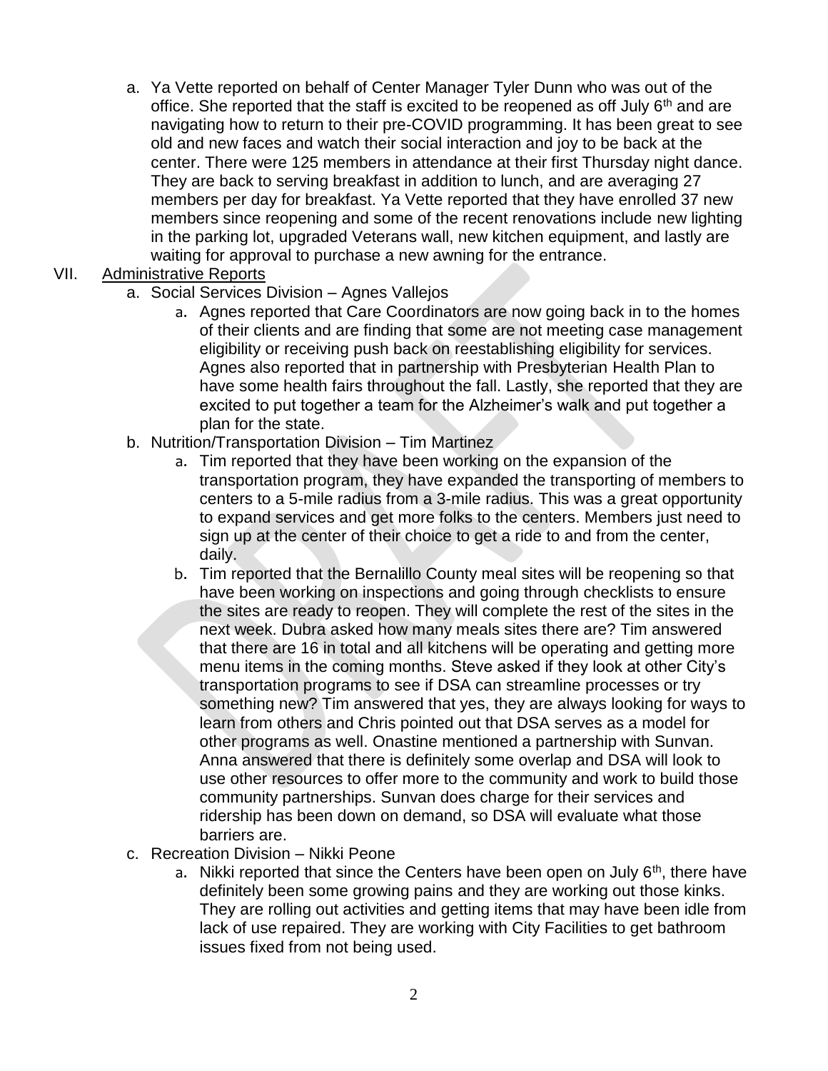a. Ya Vette reported on behalf of Center Manager Tyler Dunn who was out of the office. She reported that the staff is excited to be reopened as off July 6th and are navigating how to return to their pre-COVID programming. It has been great to see old and new faces and watch their social interaction and joy to be back at the center. There were 125 members in attendance at their first Thursday night dance. They are back to serving breakfast in addition to lunch, and are averaging 27 members per day for breakfast. Ya Vette reported that they have enrolled 37 new members since reopening and some of the recent renovations include new lighting in the parking lot, upgraded Veterans wall, new kitchen equipment, and lastly are waiting for approval to purchase a new awning for the entrance.

VII. Administrative Reports

a. Social Services Division – Agnes Vallejos

   a. Agnes reported that Care Coordinators are now going back in to the homes of their clients and are finding that some are not meeting case management eligibility or receiving push back on reestablishing eligibility for services. Agnes also reported that in partnership with Presbyterian Health Plan to have some health fairs throughout the fall. Lastly, she reported that they are excited to put together a team for the Alzheimer's walk and put together a plan for the state.

b. Nutrition/Transportation Division – Tim Martinez

   a. Tim reported that they have been working on the expansion of the transportation program, they have expanded the transporting of members to centers to a 5-mile radius from a 3-mile radius. This was a great opportunity to expand services and get more folks to the centers. Members just need to sign up at the center of their choice to get a ride to and from the center, daily.

   b. Tim reported that the Bernalillo County meal sites will be reopening so that have been working on inspections and going through checklists to ensure the sites are ready to reopen. They will complete the rest of the sites in the next week. Dubra asked how many meals sites there are? Tim answered that there are 16 in total and all kitchens will be operating and getting more menu items in the coming months. Steve asked if they look at other City's transportation programs to see if DSA can streamline processes or try something new? Tim answered that yes, they are always looking for ways to learn from others and Chris pointed out that DSA serves as a model for other programs as well. Onastine mentioned a partnership with Sunvan. Anna answered that there is definitely some overlap and DSA will look to use other resources to offer more to the community and work to build those community partnerships. Sunvan does charge for their services and ridership has been down on demand, so DSA will evaluate what those barriers are.

c. Recreation Division – Nikki Peone

   a. Nikki reported that since the Centers have been open on July 6th, there have definitely been some growing pains and they are working out those kinks. They are rolling out activities and getting items that may have been idle from lack of use repaired. They are working with City Facilities to get bathroom issues fixed from not being used.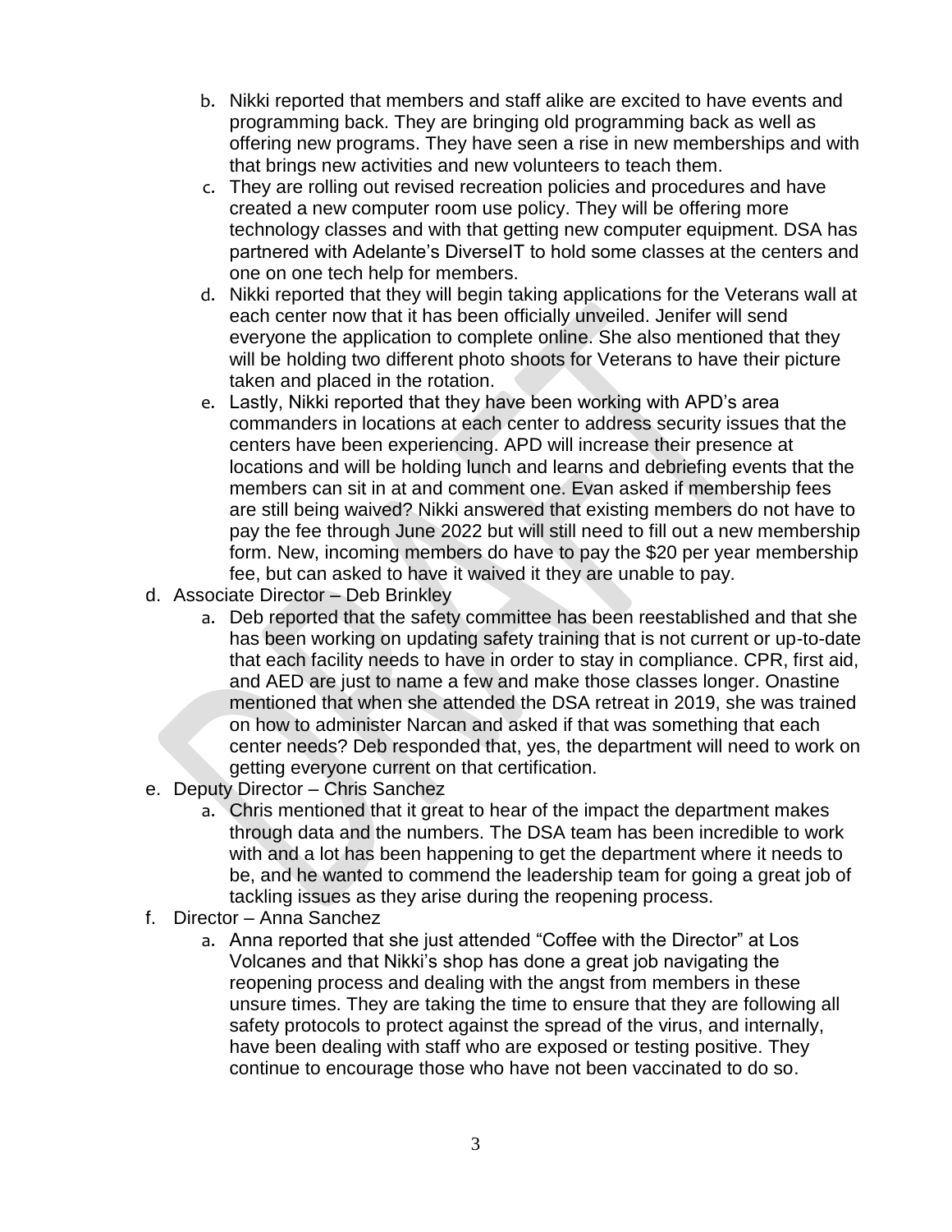b. Nikki reported that members and staff alike are excited to have events and programming back. They are bringing old programming back as well as offering new programs. They have seen a rise in new memberships and with that brings new activities and new volunteers to teach them.
  c. They are rolling out revised recreation policies and procedures and have created a new computer room use policy. They will be offering more technology classes and with that getting new computer equipment. DSA has partnered with Adelante's DiverseIT to hold some classes at the centers and one on one tech help for members.
  d. Nikki reported that they will begin taking applications for the Veterans wall at each center now that it has been officially unveiled. Jenifer will send everyone the application to complete online. She also mentioned that they will be holding two different photo shoots for Veterans to have their picture taken and placed in the rotation.
  e. Lastly, Nikki reported that they have been working with APD's area commanders in locations at each center to address security issues that the centers have been experiencing. APD will increase their presence at locations and will be holding lunch and learns and debriefing events that the members can sit in at and comment one. Evan asked if membership fees are still being waived? Nikki answered that existing members do not have to pay the fee through June 2022 but will still need to fill out a new membership form. New, incoming members do have to pay the $20 per year membership fee, but can asked to have it waived it they are unable to pay.

d. Associate Director – Deb Brinkley
  a. Deb reported that the safety committee has been reestablished and that she has been working on updating safety training that is not current or up-to-date that each facility needs to have in order to stay in compliance. CPR, first aid, and AED are just to name a few and make those classes longer. Onastine mentioned that when she attended the DSA retreat in 2019, she was trained on how to administer Narcan and asked if that was something that each center needs? Deb responded that, yes, the department will need to work on getting everyone current on that certification.

e. Deputy Director – Chris Sanchez
  a. Chris mentioned that it great to hear of the impact the department makes through data and the numbers. The DSA team has been incredible to work with and a lot has been happening to get the department where it needs to be, and he wanted to commend the leadership team for going a great job of tackling issues as they arise during the reopening process.

f. Director – Anna Sanchez
  a. Anna reported that she just attended "Coffee with the Director" at Los Volcanes and that Nikki's shop has done a great job navigating the reopening process and dealing with the angst from members in these unsure times. They are taking the time to ensure that they are following all safety protocols to protect against the spread of the virus, and internally, have been dealing with staff who are exposed or testing positive. They continue to encourage those who have not been vaccinated to do so.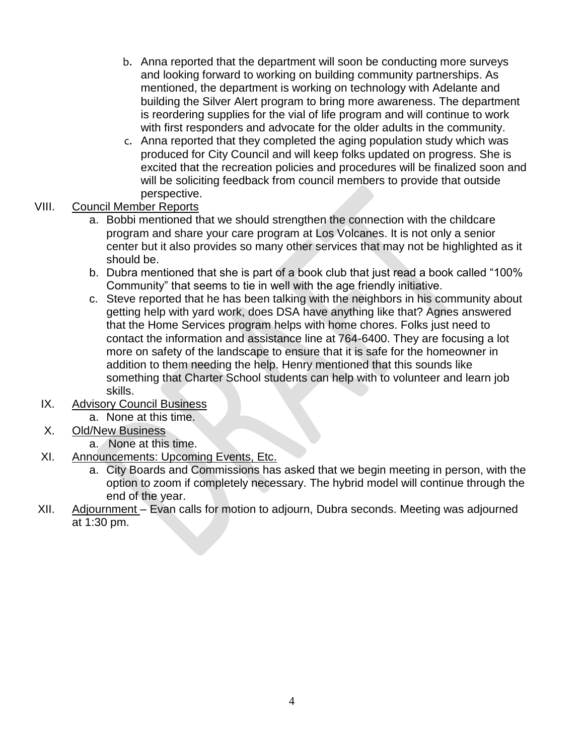b. Anna reported that the department will soon be conducting more surveys and looking forward to working on building community partnerships. As mentioned, the department is working on technology with Adelante and building the Silver Alert program to bring more awareness. The department is reordering supplies for the vial of life program and will continue to work with first responders and advocate for the older adults in the community.

c. Anna reported that they completed the aging population study which was produced for City Council and will keep folks updated on progress. She is excited that the recreation policies and procedures will be finalized soon and will be soliciting feedback from council members to provide that outside perspective.

VIII. Council Member Reports

a. Bobbi mentioned that we should strengthen the connection with the childcare program and share your care program at Los Volcanes. It is not only a senior center but it also provides so many other services that may not be highlighted as it should be.

b. Dubra mentioned that she is part of a book club that just read a book called "100% Community" that seems to tie in well with the age friendly initiative.

c. Steve reported that he has been talking with the neighbors in his community about getting help with yard work, does DSA have anything like that? Agnes answered that the Home Services program helps with home chores. Folks just need to contact the information and assistance line at 764-6400. They are focusing a lot more on safety of the landscape to ensure that it is safe for the homeowner in addition to them needing the help. Henry mentioned that this sounds like something that Charter School students can help with to volunteer and learn job skills.

IX. Advisory Council Business

a. None at this time.

X. Old/New Business

a. None at this time.

XI. Announcements: Upcoming Events, Etc.

a. City Boards and Commissions has asked that we begin meeting in person, with the option to zoom if completely necessary. The hybrid model will continue through the end of the year.

XII. Adjournment – Evan calls for motion to adjourn, Dubra seconds. Meeting was adjourned at 1:30 pm.